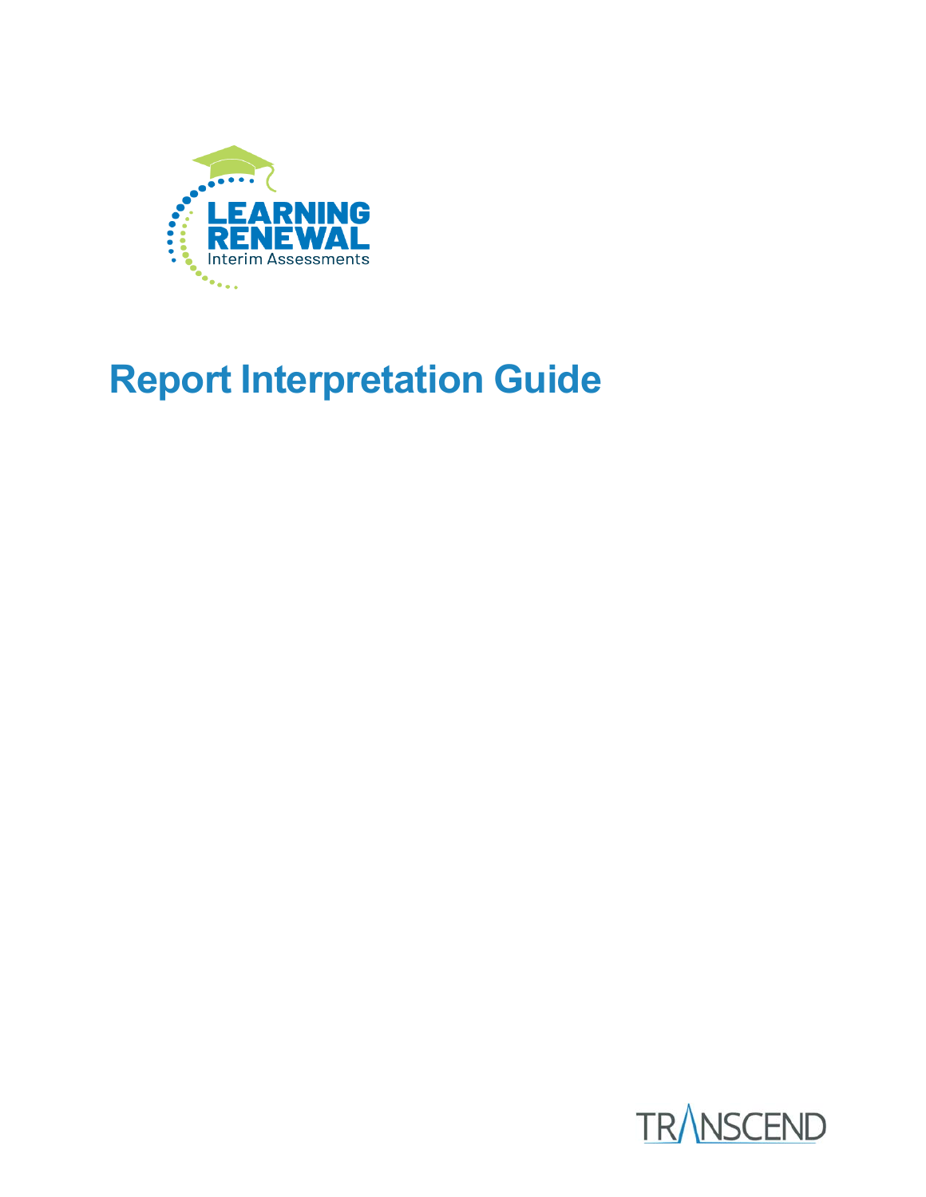LEARNING RENEWAL

Interim Assessments

# Report Interpretation Guide

TRANSCEND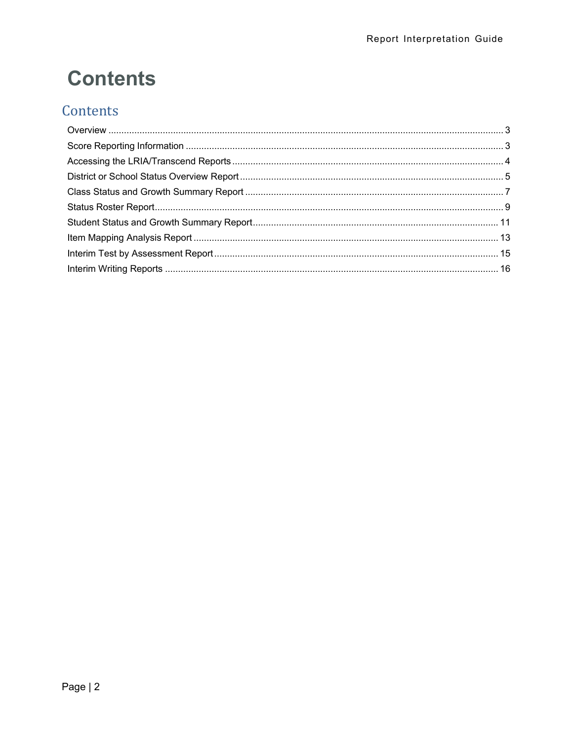# Contents

## Contents

Overview ........................................................................................................................................ 3
Score Reporting Information ........................................................................................................ 3
Accessing the LRIA/Transcend Reports ....................................................................................... 4
District or School Status Overview Report .................................................................................... 5
Class Status and Growth Summary Report ................................................................................... 7
Status Roster Report .................................................................................................................... 9
Student Status and Growth Summary Report ............................................................................. 11
Item Mapping Analysis Report .................................................................................................... 13
Interim Test by Assessment Report ............................................................................................ 15
Interim Writing Reports ............................................................................................................... 16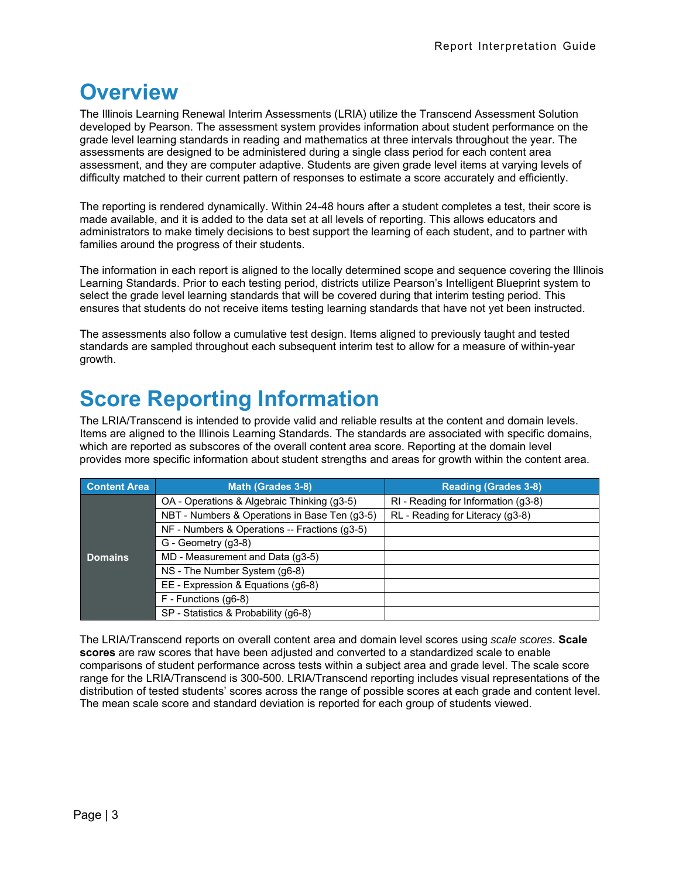# Overview

The Illinois Learning Renewal Interim Assessments (LRIA) utilize the Transcend Assessment Solution developed by Pearson. The assessment system provides information about student performance on the grade level learning standards in reading and mathematics at three intervals throughout the year. The assessments are designed to be administered during a single class period for each content area assessment, and they are computer adaptive. Students are given grade level items at varying levels of difficulty matched to their current pattern of responses to estimate a score accurately and efficiently.

The reporting is rendered dynamically. Within 24-48 hours after a student completes a test, their score is made available, and it is added to the data set at all levels of reporting. This allows educators and administrators to make timely decisions to best support the learning of each student, and to partner with families around the progress of their students.

The information in each report is aligned to the locally determined scope and sequence covering the Illinois Learning Standards. Prior to each testing period, districts utilize Pearson's Intelligent Blueprint system to select the grade level learning standards that will be covered during that interim testing period. This ensures that students do not receive items testing learning standards that have not yet been instructed.

The assessments also follow a cumulative test design. Items aligned to previously taught and tested standards are sampled throughout each subsequent interim test to allow for a measure of within-year growth.

# Score Reporting Information

The LRIA/Transcend is intended to provide valid and reliable results at the content and domain levels. Items are aligned to the Illinois Learning Standards. The standards are associated with specific domains, which are reported as subscores of the overall content area score. Reporting at the domain level provides more specific information about student strengths and areas for growth within the content area.

| Content Area | Math (Grades 3-8) | Reading (Grades 3-8) |
|---|---|---|
| Domains | OA - Operations & Algebraic Thinking (g3-5) | RI - Reading for Information (g3-8) |
| | NBT - Numbers & Operations in Base Ten (g3-5) | RL - Reading for Literacy (g3-8) |
| | NF - Numbers & Operations -- Fractions (g3-5) | |
| | G - Geometry (g3-8) | |
| | MD - Measurement and Data (g3-5) | |
| | NS - The Number System (g6-8) | |
| | EE - Expression & Equations (g6-8) | |
| | F - Functions (g6-8) | |
| | SP - Statistics & Probability (g6-8) | |

The LRIA/Transcend reports on overall content area and domain level scores using *scale scores*. **Scale scores** are raw scores that have been adjusted and converted to a standardized scale to enable comparisons of student performance across tests within a subject area and grade level. The scale score range for the LRIA/Transcend is 300-500. LRIA/Transcend reporting includes visual representations of the distribution of tested students' scores across the range of possible scores at each grade and content level. The mean scale score and standard deviation is reported for each group of students viewed.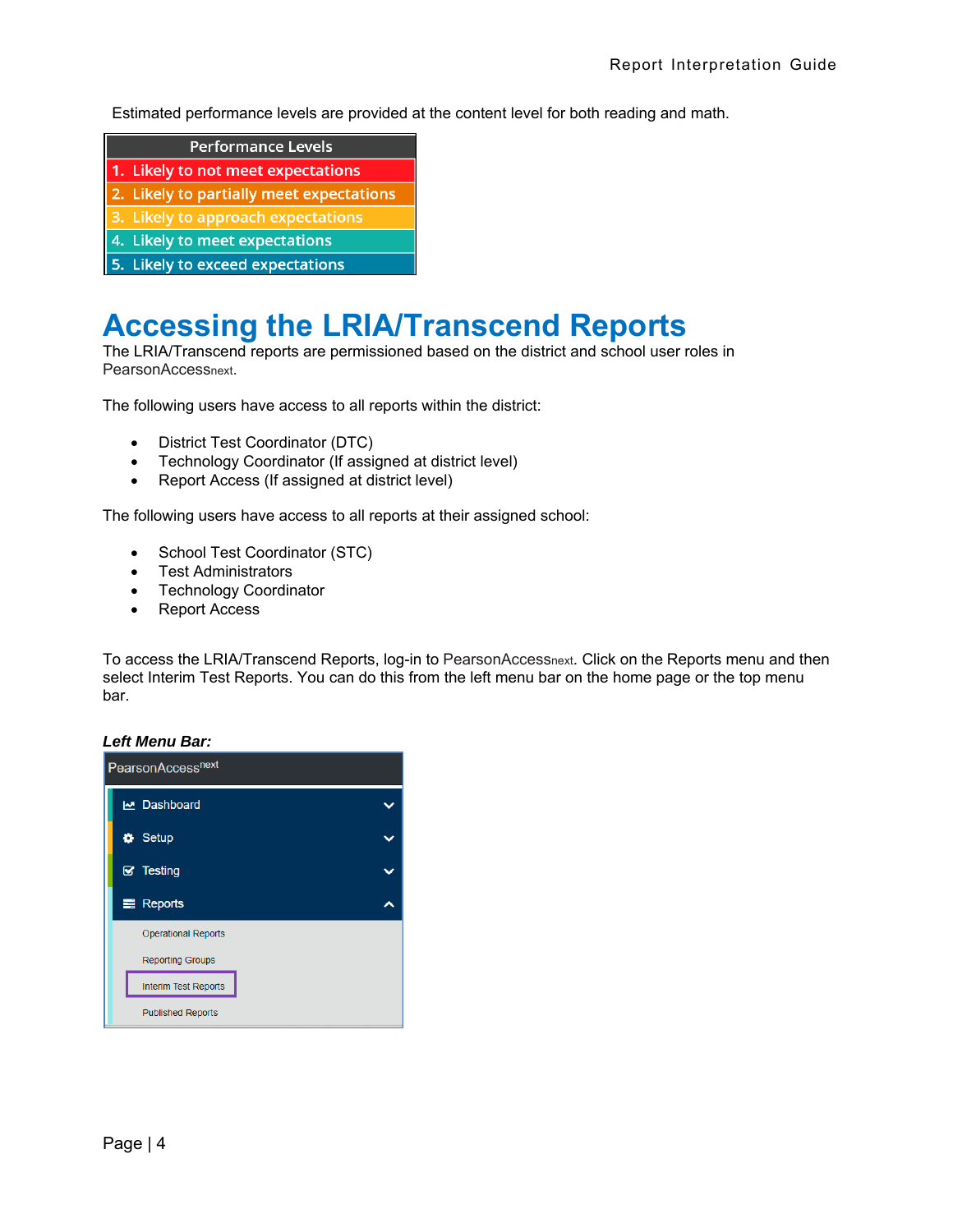Estimated performance levels are provided at the content level for both reading and math.

| Performance Levels |
| --- |
| 1. Likely to not meet expectations |
| 2. Likely to partially meet expectations |
| 3. Likely to approach expectations |
| 4. Likely to meet expectations |
| 5. Likely to exceed expectations |

# Accessing the LRIA/Transcend Reports

The LRIA/Transcend reports are permissioned based on the district and school user roles in PearsonAccessnext.

The following users have access to all reports within the district:

- District Test Coordinator (DTC)
- Technology Coordinator (If assigned at district level)
- Report Access (If assigned at district level)

The following users have access to all reports at their assigned school:

- School Test Coordinator (STC)
- Test Administrators
- Technology Coordinator
- Report Access

To access the LRIA/Transcend Reports, log-in to PearsonAccessnext. Click on the Reports menu and then select Interim Test Reports. You can do this from the left menu bar on the home page or the top menu bar.

***Left Menu Bar:***

PearsonAccessnext

Dashboard

Setup

Testing

Reports

Operational Reports

Reporting Groups

Interim Test Reports

Published Reports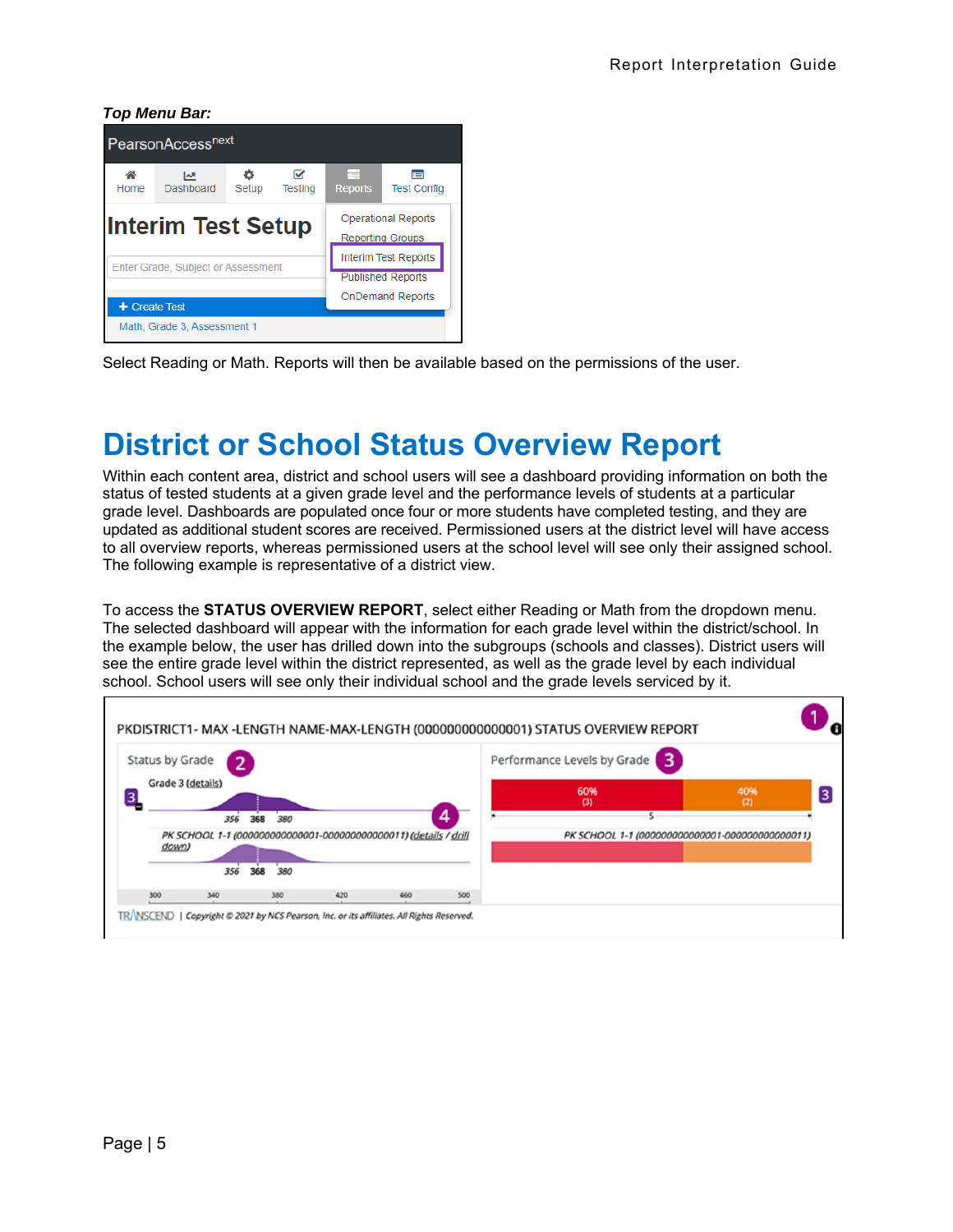***Top Menu Bar:***

PearsonAccess[next]

Home
Dashboard
Setup
Testing
Reports
Test Config

Interim Test Setup

Enter Grade, Subject or Assessment

Create Test

Math, Grade 3, Assessment 1

Operational Reports
Reporting Groups
Interim Test Reports
Published Reports
OnDemand Reports

Select Reading or Math. Reports will then be available based on the permissions of the user.

# District or School Status Overview Report

Within each content area, district and school users will see a dashboard providing information on both the status of tested students at a given grade level and the performance levels of students at a particular grade level. Dashboards are populated once four or more students have completed testing, and they are updated as additional student scores are received. Permissioned users at the district level will have access to all overview reports, whereas permissioned users at the school level will see only their assigned school. The following example is representative of a district view.

To access the **STATUS OVERVIEW REPORT**, select either Reading or Math from the dropdown menu. The selected dashboard will appear with the information for each grade level within the district/school. In the example below, the user has drilled down into the subgroups (schools and classes). District users will see the entire grade level within the district represented, as well as the grade level by each individual school. School users will see only their individual school and the grade levels serviced by it.

PKDISTRICT1- MAX -LENGTH NAME-MAX-LENGTH (000000000000001) STATUS OVERVIEW REPORT

1

Status by Grade 2

Grade 3 (details)

3

356 368 380

4

PK SCHOOL 1-1 (000000000000001-000000000000011) (details / drill down)

356 368 380

300 340 380 420 460 500

Performance Levels by Grade 3

60% (3)

40% (2)

3

5

PK SCHOOL 1-1 (000000000000001-000000000000011)

TRANSCEND | Copyright © 2021 by NCS Pearson, Inc. or its affiliates. All Rights Reserved.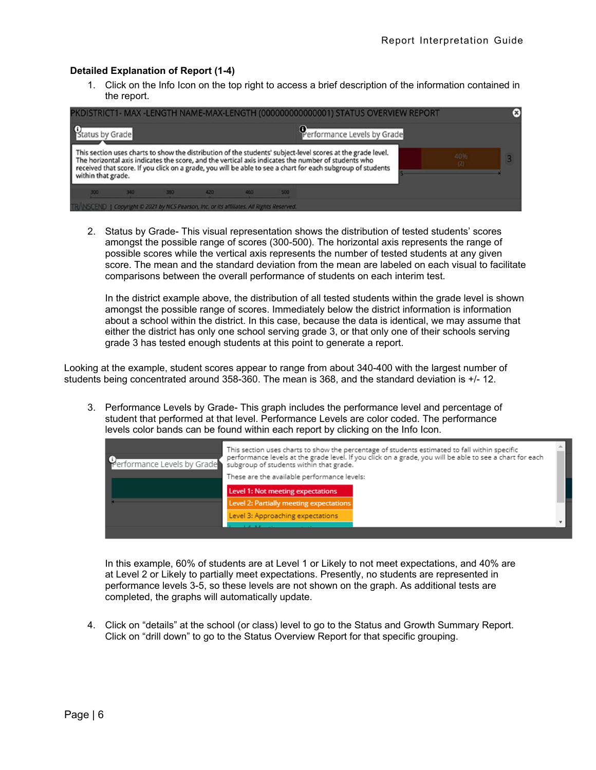**Detailed Explanation of Report (1-4)**

1. Click on the Info Icon on the top right to access a brief description of the information contained in the report.

2. Status by Grade- This visual representation shows the distribution of tested students' scores amongst the possible range of scores (300-500). The horizontal axis represents the range of possible scores while the vertical axis represents the number of tested students at any given score. The mean and the standard deviation from the mean are labeled on each visual to facilitate comparisons between the overall performance of students on each interim test.

   In the district example above, the distribution of all tested students within the grade level is shown amongst the possible range of scores. Immediately below the district information is information about a school within the district. In this case, because the data is identical, we may assume that either the district has only one school serving grade 3, or that only one of their schools serving grade 3 has tested enough students at this point to generate a report.

Looking at the example, student scores appear to range from about 340-400 with the largest number of students being concentrated around 358-360. The mean is 368, and the standard deviation is +/- 12.

3. Performance Levels by Grade- This graph includes the performance level and percentage of student that performed at that level. Performance Levels are color coded. The performance levels color bands can be found within each report by clicking on the Info Icon.

   In this example, 60% of students are at Level 1 or Likely to not meet expectations, and 40% are at Level 2 or Likely to partially meet expectations. Presently, no students are represented in performance levels 3-5, so these levels are not shown on the graph. As additional tests are completed, the graphs will automatically update.

4. Click on "details" at the school (or class) level to go to the Status and Growth Summary Report. Click on "drill down" to go to the Status Overview Report for that specific grouping.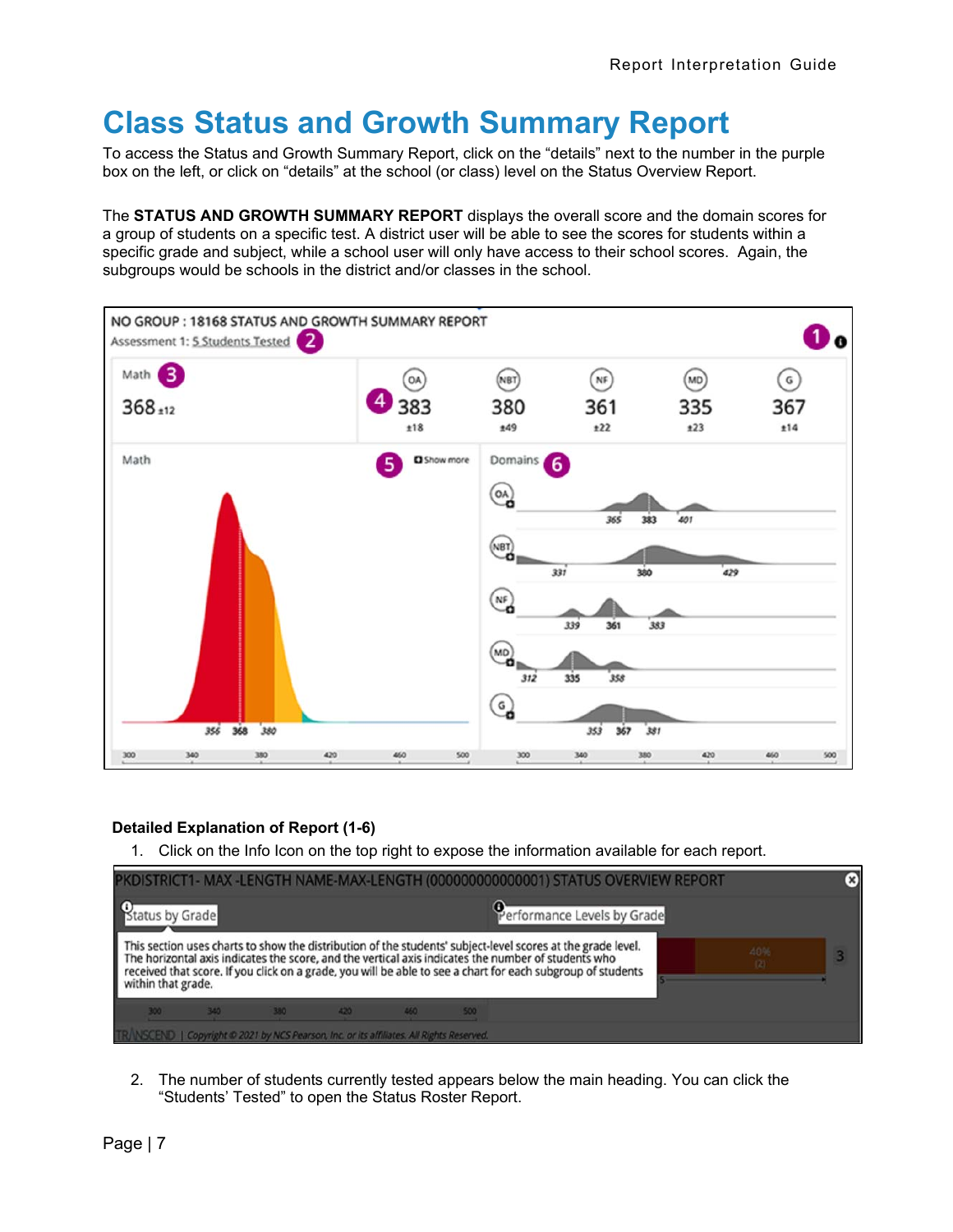# Class Status and Growth Summary Report

To access the Status and Growth Summary Report, click on the "details" next to the number in the purple box on the left, or click on "details" at the school (or class) level on the Status Overview Report.

The **STATUS AND GROWTH SUMMARY REPORT** displays the overall score and the domain scores for a group of students on a specific test. A district user will be able to see the scores for students within a specific grade and subject, while a school user will only have access to their school scores. Again, the subgroups would be schools in the district and/or classes in the school.

NO GROUP : 18168 STATUS AND GROWTH SUMMARY REPORT

Assessment 1: 5 Students Tested 2

1

Math 3

368 ±12

4

OA 383 ±18

NBT 380 ±49

NF 361 ±22

MD 335 ±23

G 367 ±14

Math 5 Show more

356 368 380

300 340 380 420 460 500

Domains 6

OA 365 383 401

NBT 331 380 429

NF 339 361 383

MD 312 335 358

G 353 367 381

300 340 380 420 460 500

**Detailed Explanation of Report (1-6)**

1. Click on the Info Icon on the top right to expose the information available for each report.

PKDISTRICT1- MAX -LENGTH NAME-MAX-LENGTH (000000000000001) STATUS OVERVIEW REPORT

Status by Grade

Performance Levels by Grade

This section uses charts to show the distribution of the students' subject-level scores at the grade level. The horizontal axis indicates the score, and the vertical axis indicates the number of students who received that score. If you click on a grade, you will be able to see a chart for each subgroup of students within that grade.

40% (2)

3

300 340 380 420 460 500

TRANSCEND | Copyright © 2021 by NCS Pearson, Inc. or its affiliates. All Rights Reserved.

2. The number of students currently tested appears below the main heading. You can click the "Students' Tested" to open the Status Roster Report.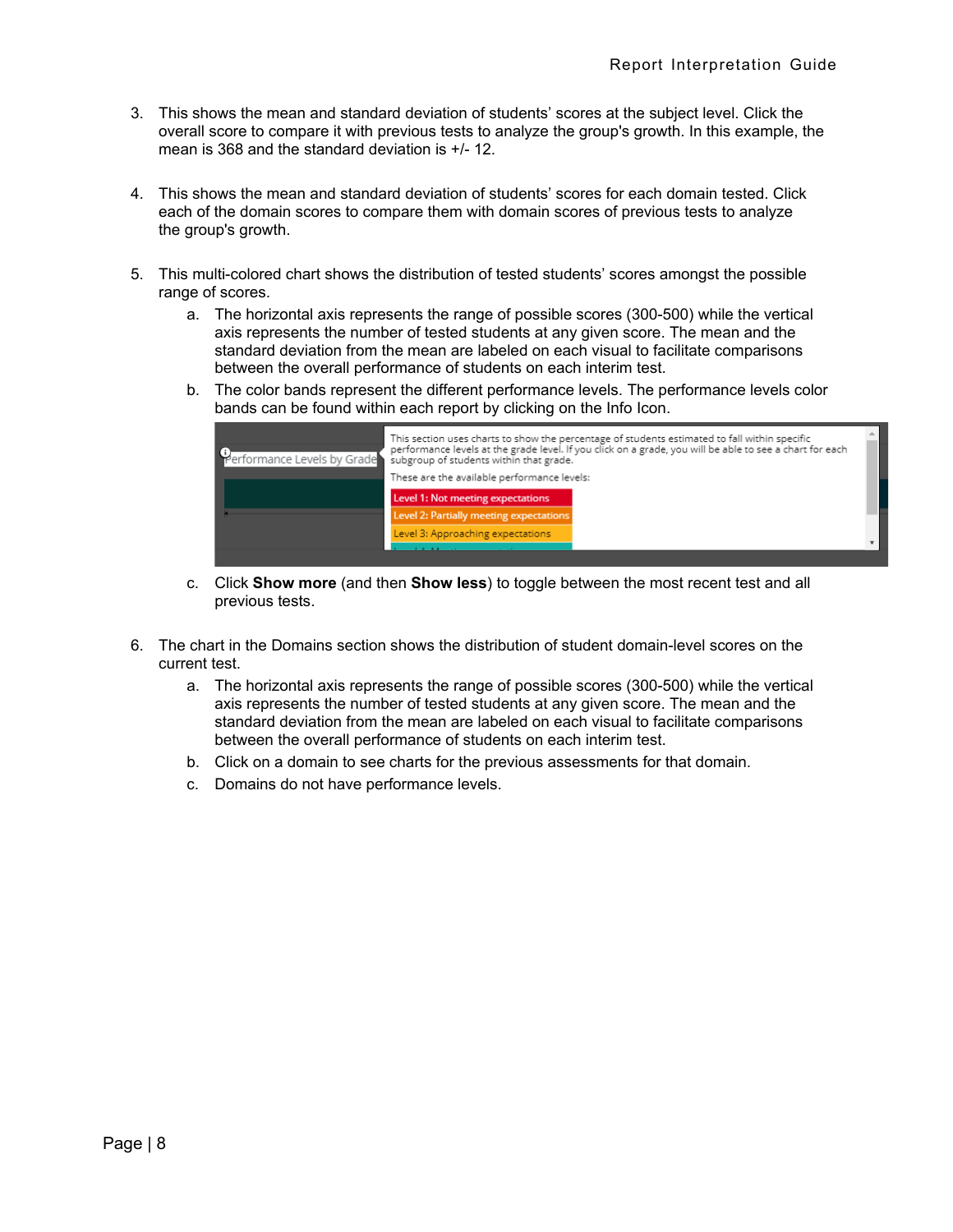3. This shows the mean and standard deviation of students' scores at the subject level. Click the overall score to compare it with previous tests to analyze the group's growth. In this example, the mean is 368 and the standard deviation is +/- 12.

4. This shows the mean and standard deviation of students' scores for each domain tested. Click each of the domain scores to compare them with domain scores of previous tests to analyze the group's growth.

5. This multi-colored chart shows the distribution of tested students' scores amongst the possible range of scores.
   a. The horizontal axis represents the range of possible scores (300-500) while the vertical axis represents the number of tested students at any given score. The mean and the standard deviation from the mean are labeled on each visual to facilitate comparisons between the overall performance of students on each interim test.
   b. The color bands represent the different performance levels. The performance levels color bands can be found within each report by clicking on the Info Icon.

   Performance Levels by Grade

   This section uses charts to show the percentage of students estimated to fall within specific performance levels at the grade level. If you click on a grade, you will be able to see a chart for each subgroup of students within that grade.

   These are the available performance levels:

   Level 1: Not meeting expectations

   Level 2: Partially meeting expectations

   Level 3: Approaching expectations

   c. Click **Show more** (and then **Show less**) to toggle between the most recent test and all previous tests.

6. The chart in the Domains section shows the distribution of student domain-level scores on the current test.
   a. The horizontal axis represents the range of possible scores (300-500) while the vertical axis represents the number of tested students at any given score. The mean and the standard deviation from the mean are labeled on each visual to facilitate comparisons between the overall performance of students on each interim test.
   b. Click on a domain to see charts for the previous assessments for that domain.
   c. Domains do not have performance levels.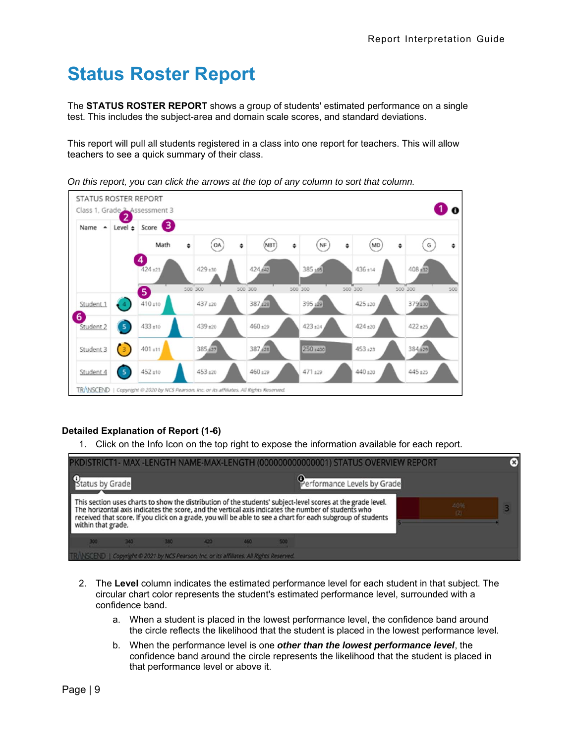Report Interpretation Guide

# Status Roster Report

The **STATUS ROSTER REPORT** shows a group of students' estimated performance on a single test. This includes the subject-area and domain scale scores, and standard deviations.

This report will pull all students registered in a class into one report for teachers. This will allow teachers to see a quick summary of their class.

*On this report, you can click the arrows at the top of any column to sort that column.*

### Detailed Explanation of Report (1-6)

1. Click on the Info Icon on the top right to expose the information available for each report.

2. The **Level** column indicates the estimated performance level for each student in that subject. The circular chart color represents the student's estimated performance level, surrounded with a confidence band.
   a. When a student is placed in the lowest performance level, the confidence band around the circle reflects the likelihood that the student is placed in the lowest performance level.
   b. When the performance level is one ***other than the lowest performance level***, the confidence band around the circle represents the likelihood that the student is placed in that performance level or above it.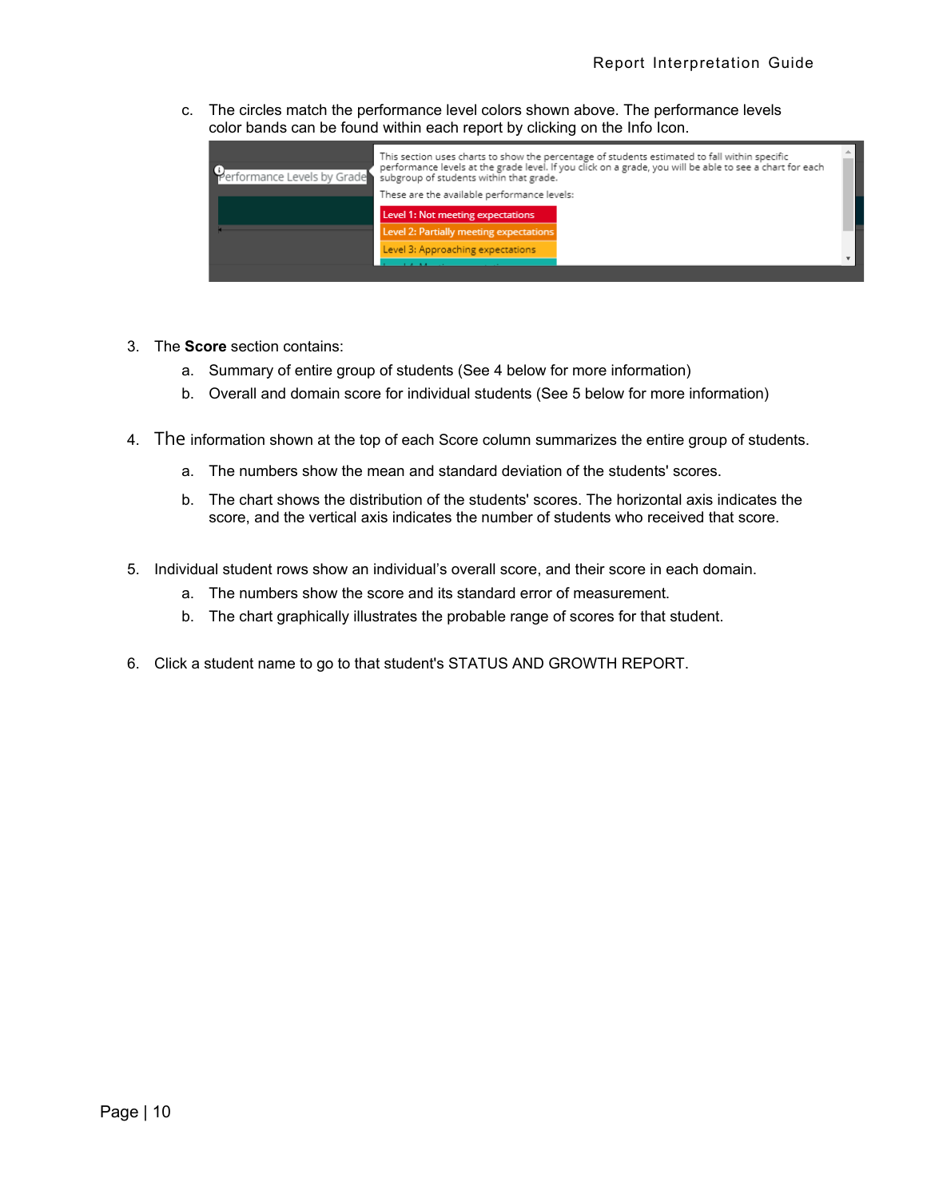c. The circles match the performance level colors shown above. The performance levels color bands can be found within each report by clicking on the Info Icon.

3. The **Score** section contains:
   a. Summary of entire group of students (See 4 below for more information)
   b. Overall and domain score for individual students (See 5 below for more information)

4. The information shown at the top of each Score column summarizes the entire group of students.
   a. The numbers show the mean and standard deviation of the students' scores.
   b. The chart shows the distribution of the students' scores. The horizontal axis indicates the score, and the vertical axis indicates the number of students who received that score.

5. Individual student rows show an individual's overall score, and their score in each domain.
   a. The numbers show the score and its standard error of measurement.
   b. The chart graphically illustrates the probable range of scores for that student.

6. Click a student name to go to that student's STATUS AND GROWTH REPORT.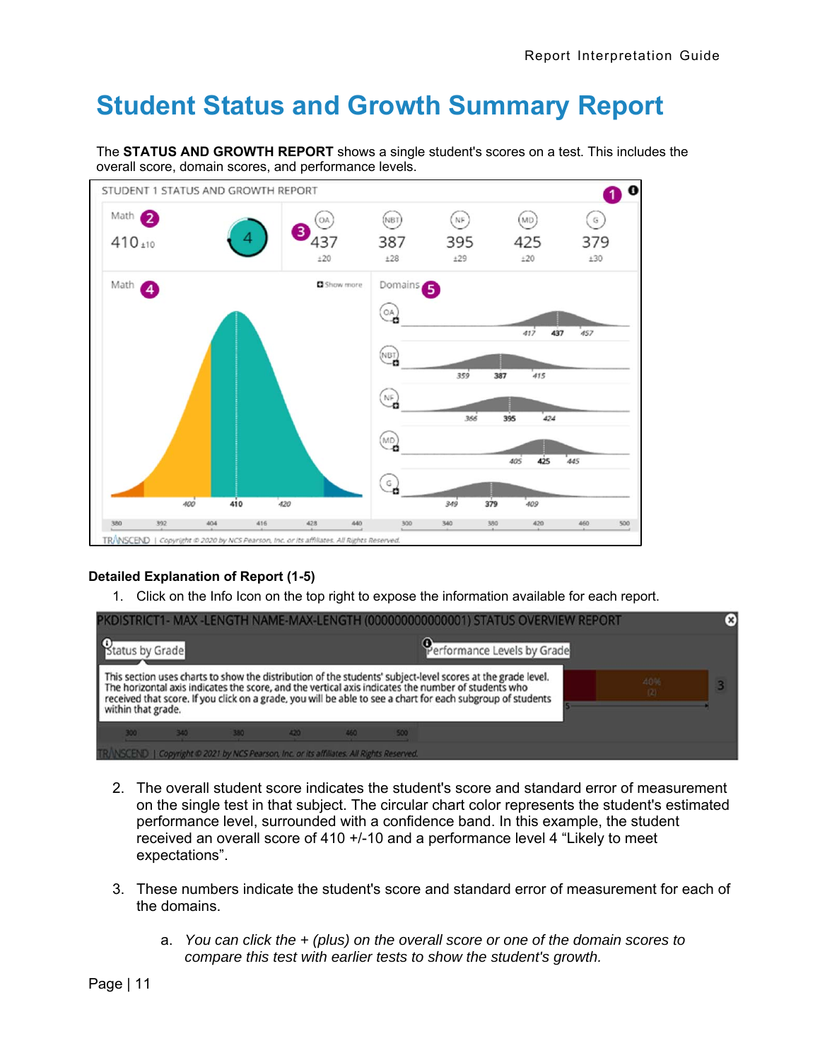# Student Status and Growth Summary Report

The **STATUS AND GROWTH REPORT** shows a single student's scores on a test. This includes the overall score, domain scores, and performance levels.

STUDENT 1 STATUS AND GROWTH REPORT

1

Math 2

410 ±10

4

3

OA 437 ±20

NBT 387 ±28

NF 395 ±29

MD 425 ±20

G 379 ±30

Math 4

Show more

400 410 420

380 392 404 416 428 440

Domains 5

OA 417 437 457

NBT 359 387 415

NF 366 395 424

MD 405 425 445

G 349 379 409

300 340 380 420 460 500

TRANSCEND | Copyright © 2020 by NCS Pearson, Inc. or its affiliates. All Rights Reserved.

**Detailed Explanation of Report (1-5)**

1. Click on the Info Icon on the top right to expose the information available for each report.

PKDISTRICT1- MAX-LENGTH NAME-MAX-LENGTH (000000000000001) STATUS OVERVIEW REPORT

Status by Grade

Performance Levels by Grade

This section uses charts to show the distribution of the students' subject-level scores at the grade level. The horizontal axis indicates the score, and the vertical axis indicates the number of students who received that score. If you click on a grade, you will be able to see a chart for each subgroup of students within that grade.

40% (2)

3

300 340 380 420 460 500

TRANSCEND | Copyright © 2021 by NCS Pearson, Inc. or its affiliates. All Rights Reserved.

2. The overall student score indicates the student's score and standard error of measurement on the single test in that subject. The circular chart color represents the student's estimated performance level, surrounded with a confidence band. In this example, the student received an overall score of 410 +/-10 and a performance level 4 "Likely to meet expectations".

3. These numbers indicate the student's score and standard error of measurement for each of the domains.

   a. *You can click the + (plus) on the overall score or one of the domain scores to compare this test with earlier tests to show the student's growth.*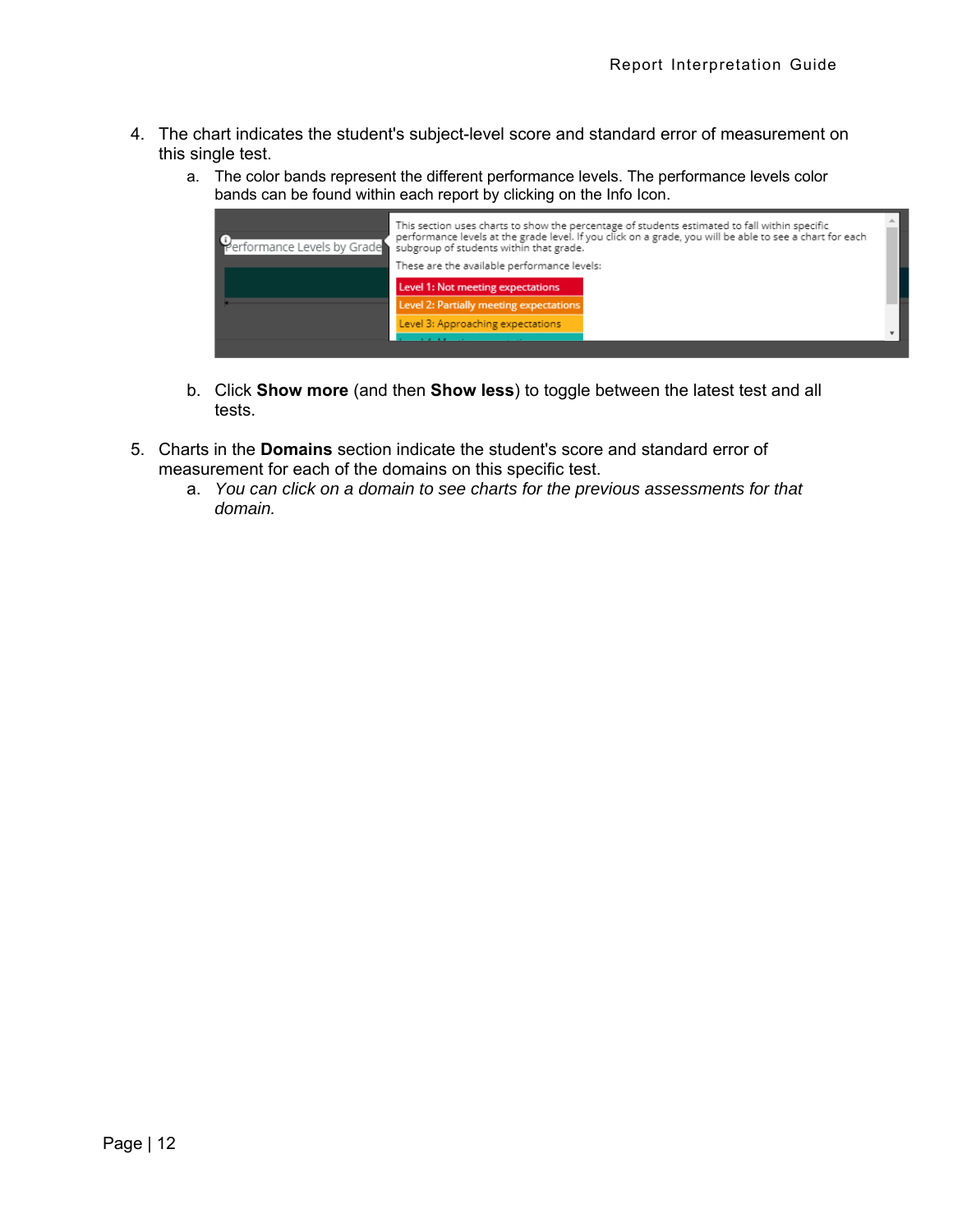4. The chart indicates the student's subject-level score and standard error of measurement on this single test.
   a. The color bands represent the different performance levels. The performance levels color bands can be found within each report by clicking on the Info Icon.

   Performance Levels by Grade

   This section uses charts to show the percentage of students estimated to fall within specific performance levels at the grade level. If you click on a grade, you will be able to see a chart for each subgroup of students within that grade.

   These are the available performance levels:

   Level 1: Not meeting expectations

   Level 2: Partially meeting expectations

   Level 3: Approaching expectations

   b. Click **Show more** (and then **Show less**) to toggle between the latest test and all tests.

5. Charts in the **Domains** section indicate the student's score and standard error of measurement for each of the domains on this specific test.
   a. *You can click on a domain to see charts for the previous assessments for that domain.*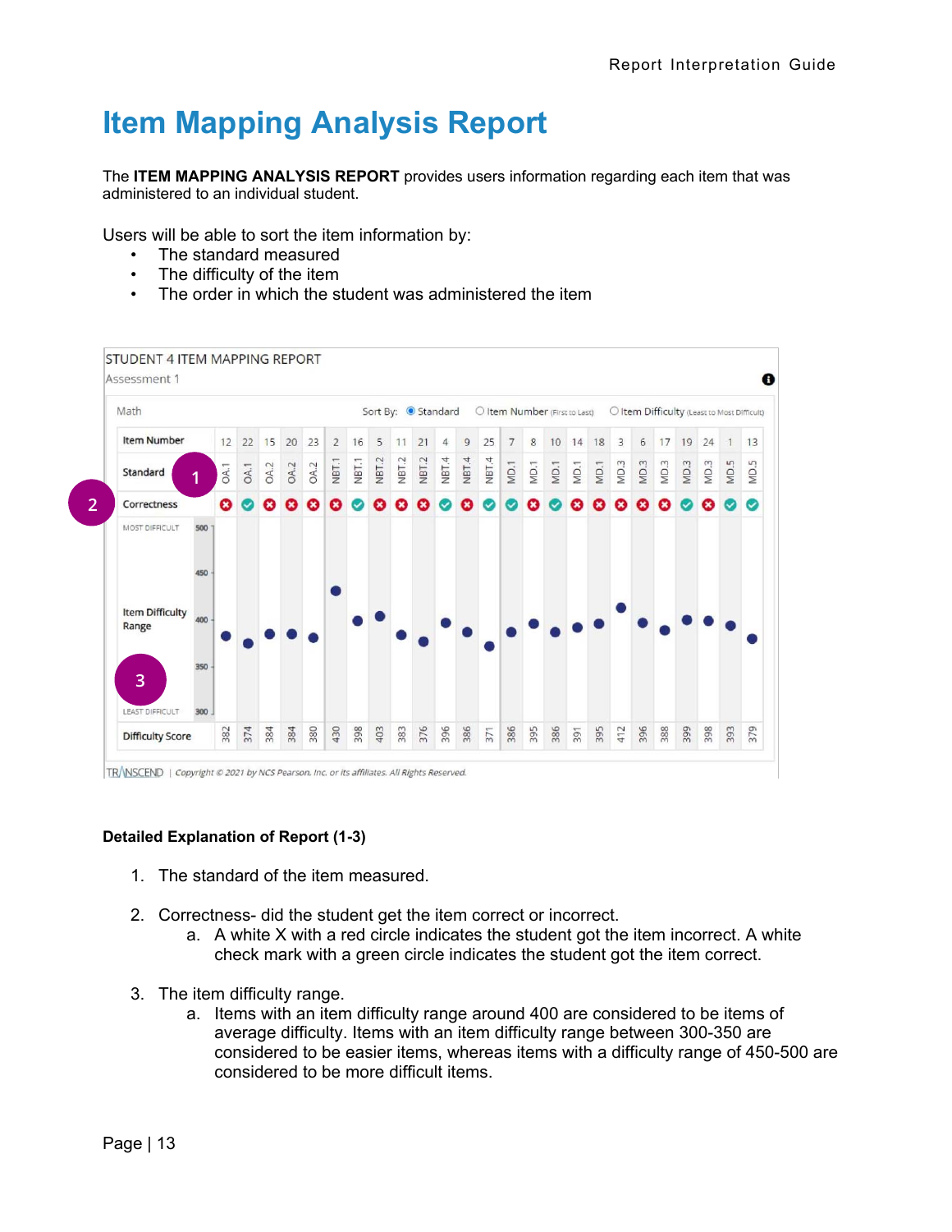# Item Mapping Analysis Report

The **ITEM MAPPING ANALYSIS REPORT** provides users information regarding each item that was administered to an individual student.

Users will be able to sort the item information by:

- The standard measured
- The difficulty of the item
- The order in which the student was administered the item

STUDENT 4 ITEM MAPPING REPORT

Assessment 1

Math

Sort By: Standard | Item Number (First to Last) | Item Difficulty (Least to Most Difficult)

Item Number: 12 22 15 20 23 2 16 5 11 21 4 9 25 7 8 10 14 18 3 6 17 19 24 1 13

Standard: OA.1 OA.1 OA.2 OA.2 OA.2 NBT.1 NBT.1 NBT.2 NBT.2 NBT.2 NBT.4 NBT.4 NBT.4 MD.1 MD.1 MD.1 MD.1 MD.1 MD.3 MD.3 MD.3 MD.3 MD.3 MD.5 MD.5

Correctness

MOST DIFFICULT

Item Difficulty Range

LEAST DIFFICULT

500 450 400 350 300

Difficulty Score: 382 374 384 384 380 430 398 403 383 376 396 386 371 386 395 386 391 395 412 396 388 399 398 393 379

1 2 3

TRANSCEND | Copyright © 2021 by NCS Pearson, Inc. or its affiliates. All Rights Reserved.

**Detailed Explanation of Report (1-3)**

1. The standard of the item measured.

2. Correctness- did the student get the item correct or incorrect.
   a. A white X with a red circle indicates the student got the item incorrect. A white check mark with a green circle indicates the student got the item correct.

3. The item difficulty range.
   a. Items with an item difficulty range around 400 are considered to be items of average difficulty. Items with an item difficulty range between 300-350 are considered to be easier items, whereas items with a difficulty range of 450-500 are considered to be more difficult items.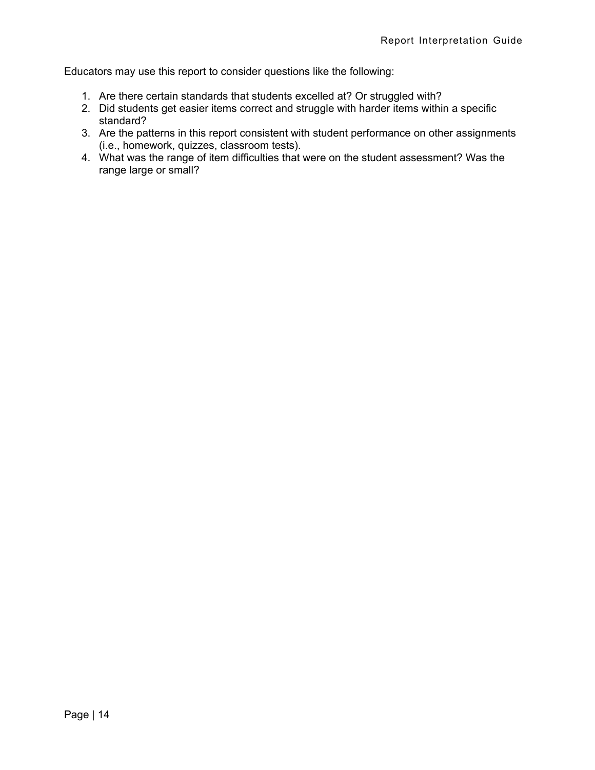Educators may use this report to consider questions like the following:

1. Are there certain standards that students excelled at? Or struggled with?
2. Did students get easier items correct and struggle with harder items within a specific standard?
3. Are the patterns in this report consistent with student performance on other assignments (i.e., homework, quizzes, classroom tests).
4. What was the range of item difficulties that were on the student assessment? Was the range large or small?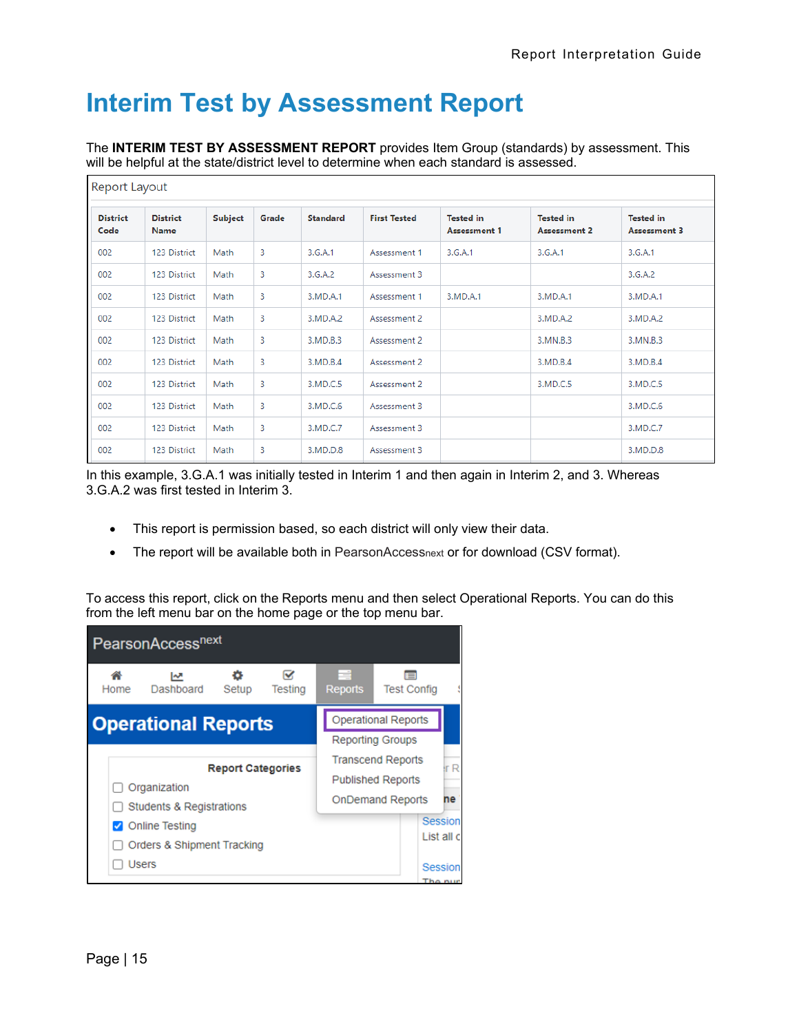# Interim Test by Assessment Report

The **INTERIM TEST BY ASSESSMENT REPORT** provides Item Group (standards) by assessment. This will be helpful at the state/district level to determine when each standard is assessed.

Report Layout

| District Code | District Name | Subject | Grade | Standard | First Tested | Tested in Assessment 1 | Tested in Assessment 2 | Tested in Assessment 3 |
|---|---|---|---|---|---|---|---|---|
| 002 | 123 District | Math | 3 | 3.G.A.1 | Assessment 1 | 3.G.A.1 | 3.G.A.1 | 3.G.A.1 |
| 002 | 123 District | Math | 3 | 3.G.A.2 | Assessment 3 | | | 3.G.A.2 |
| 002 | 123 District | Math | 3 | 3.MD.A.1 | Assessment 1 | 3.MD.A.1 | 3.MD.A.1 | 3.MD.A.1 |
| 002 | 123 District | Math | 3 | 3.MD.A.2 | Assessment 2 | | 3.MD.A.2 | 3.MD.A.2 |
| 002 | 123 District | Math | 3 | 3.MD.B.3 | Assessment 2 | | 3.MN.B.3 | 3.MN.B.3 |
| 002 | 123 District | Math | 3 | 3.MD.B.4 | Assessment 2 | | 3.MD.B.4 | 3.MD.B.4 |
| 002 | 123 District | Math | 3 | 3.MD.C.5 | Assessment 2 | | 3.MD.C.5 | 3.MD.C.5 |
| 002 | 123 District | Math | 3 | 3.MD.C.6 | Assessment 3 | | | 3.MD.C.6 |
| 002 | 123 District | Math | 3 | 3.MD.C.7 | Assessment 3 | | | 3.MD.C.7 |
| 002 | 123 District | Math | 3 | 3.MD.D.8 | Assessment 3 | | | 3.MD.D.8 |

In this example, 3.G.A.1 was initially tested in Interim 1 and then again in Interim 2, and 3. Whereas 3.G.A.2 was first tested in Interim 3.

- This report is permission based, so each district will only view their data.
- The report will be available both in PearsonAccessnext or for download (CSV format).

To access this report, click on the Reports menu and then select Operational Reports. You can do this from the left menu bar on the home page or the top menu bar.

PearsonAccessnext

Home Dashboard Setup Testing Reports Test Config

Operational Reports

Operational Reports
Reporting Groups
Transcend Reports
Published Reports
OnDemand Reports

Report Categories
- [ ] Organization
- [ ] Students & Registrations
- [x] Online Testing
- [ ] Orders & Shipment Tracking
- [ ] Users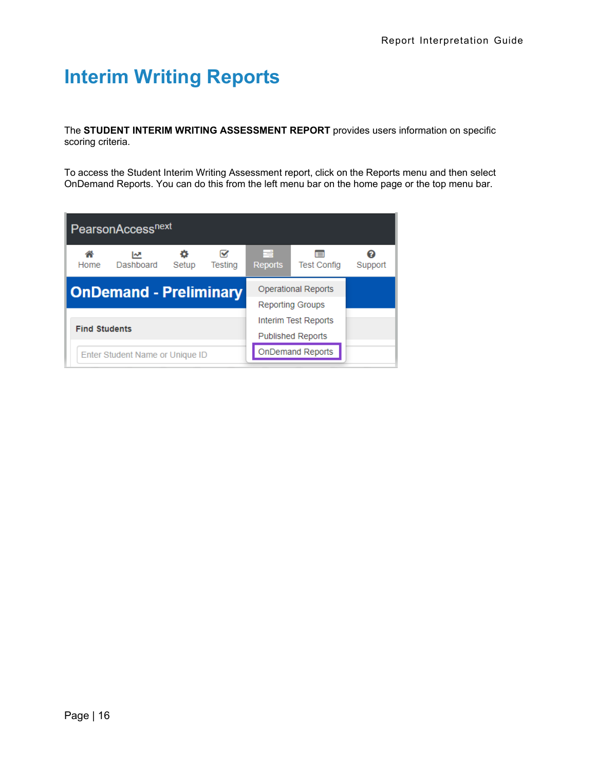# Interim Writing Reports

The **STUDENT INTERIM WRITING ASSESSMENT REPORT** provides users information on specific scoring criteria.

To access the Student Interim Writing Assessment report, click on the Reports menu and then select OnDemand Reports. You can do this from the left menu bar on the home page or the top menu bar.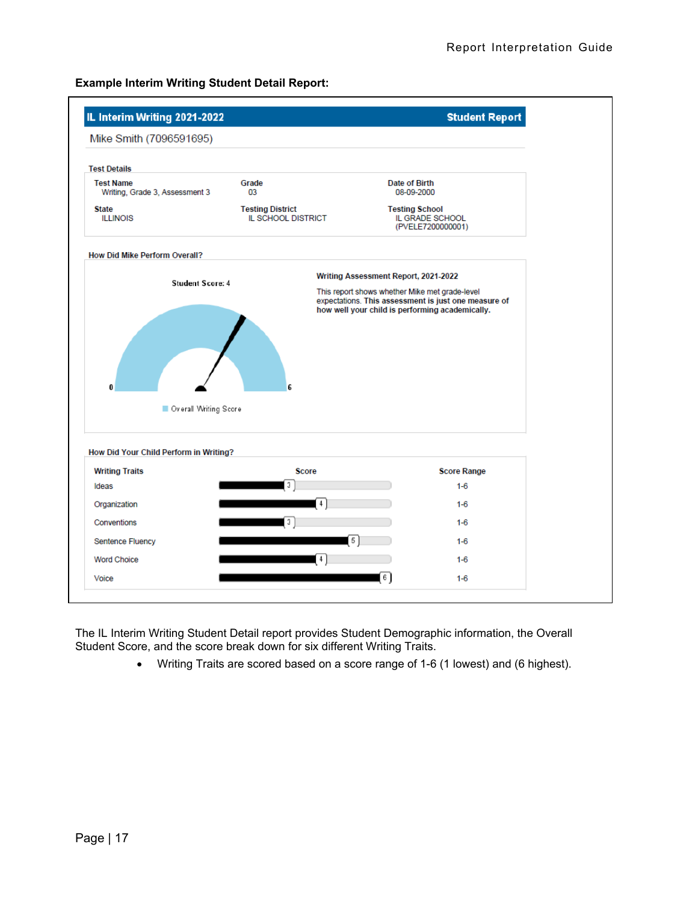**Example Interim Writing Student Detail Report:**

**IL Interim Writing 2021-2022** **Student Report**

Mike Smith (7096591695)

**Test Details**

| | | |
|---|---|---|
| **Test Name** Writing, Grade 3, Assessment 3 | **Grade** 03 | **Date of Birth** 08-09-2000 |
| **State** ILLINOIS | **Testing District** IL SCHOOL DISTRICT | **Testing School** IL GRADE SCHOOL (PVELE7200000001) |

**How Did Mike Perform Overall?**

Student Score: 4

0

6

Overall Writing Score

**Writing Assessment Report, 2021-2022**

This report shows whether Mike met grade-level expectations. **This assessment is just one measure of how well your child is performing academically.**

**How Did Your Child Perform in Writing?**

Writing Traits

Score

Score Range

Ideas 3 1-6

Organization 4 1-6

Conventions 3 1-6

Sentence Fluency 5 1-6

Word Choice 4 1-6

Voice 6 1-6

The IL Interim Writing Student Detail report provides Student Demographic information, the Overall Student Score, and the score break down for six different Writing Traits.

- Writing Traits are scored based on a score range of 1-6 (1 lowest) and (6 highest).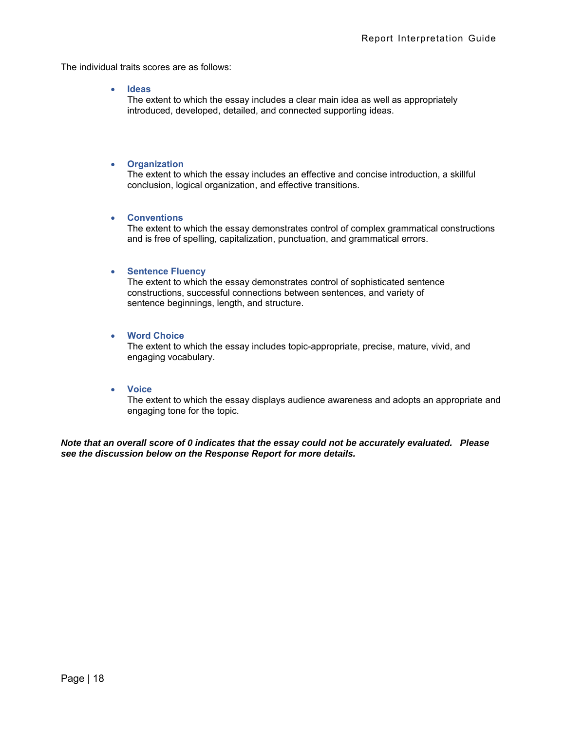The individual traits scores are as follows:

- **Ideas**
  The extent to which the essay includes a clear main idea as well as appropriately introduced, developed, detailed, and connected supporting ideas.

- **Organization**
  The extent to which the essay includes an effective and concise introduction, a skillful conclusion, logical organization, and effective transitions.

- **Conventions**
  The extent to which the essay demonstrates control of complex grammatical constructions and is free of spelling, capitalization, punctuation, and grammatical errors.

- **Sentence Fluency**
  The extent to which the essay demonstrates control of sophisticated sentence constructions, successful connections between sentences, and variety of sentence beginnings, length, and structure.

- **Word Choice**
  The extent to which the essay includes topic-appropriate, precise, mature, vivid, and engaging vocabulary.

- **Voice**
  The extent to which the essay displays audience awareness and adopts an appropriate and engaging tone for the topic.

***Note that an overall score of 0 indicates that the essay could not be accurately evaluated. Please see the discussion below on the Response Report for more details.***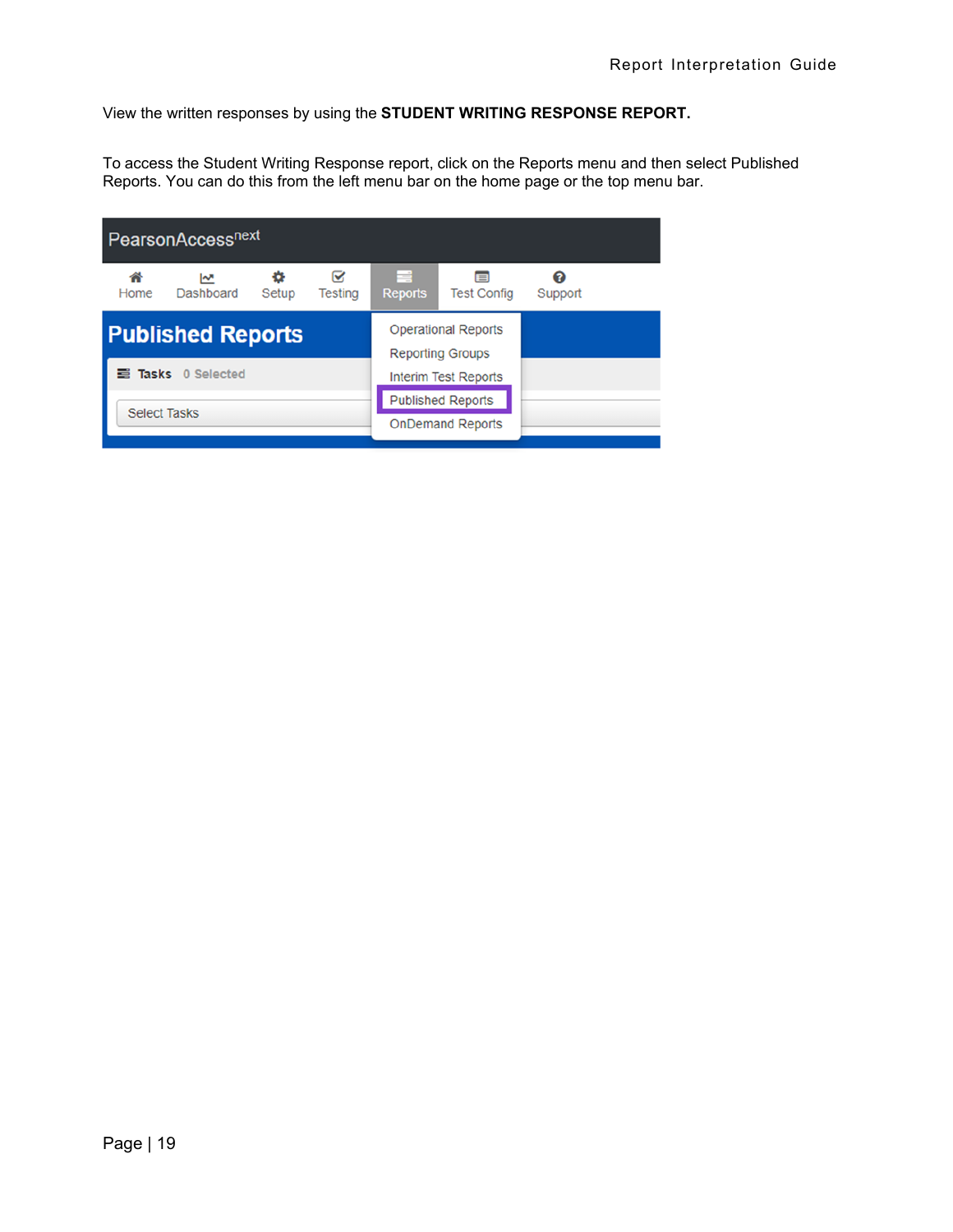View the written responses by using the **STUDENT WRITING RESPONSE REPORT.**

To access the Student Writing Response report, click on the Reports menu and then select Published Reports. You can do this from the left menu bar on the home page or the top menu bar.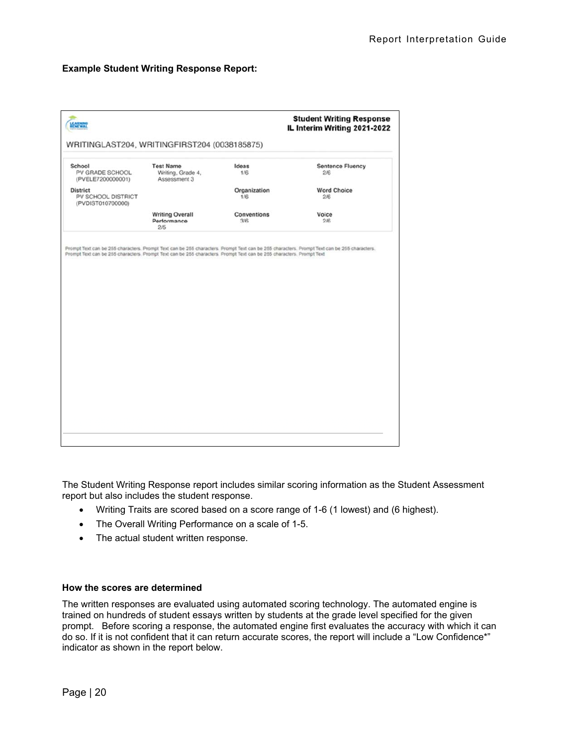**Example Student Writing Response Report:**

**Student Writing Response**
**IL Interim Writing 2021-2022**

WRITINGLAST204, WRITINGFIRST204 (0038185875)

| | | | |
|---|---|---|---|
| **School** PV GRADE SCHOOL (PVELE7200000001) | **Test Name** Writing, Grade 4, Assessment 3 | **Ideas** 1/6 | **Sentence Fluency** 2/6 |
| **District** PV SCHOOL DISTRICT (PVDIST010700000) | | **Organization** 1/6 | **Word Choice** 2/6 |
| | **Writing Overall Performance** 2/5 | **Conventions** 3/6 | **Voice** 2/6 |

Prompt Text can be 255 characters. Prompt Text can be 255 characters. Prompt Text can be 255 characters. Prompt Text can be 255 characters. Prompt Text can be 255 characters. Prompt Text can be 255 characters. Prompt Text can be 255 characters. Prompt Text

The Student Writing Response report includes similar scoring information as the Student Assessment report but also includes the student response.

- Writing Traits are scored based on a score range of 1-6 (1 lowest) and (6 highest).
- The Overall Writing Performance on a scale of 1-5.
- The actual student written response.

**How the scores are determined**

The written responses are evaluated using automated scoring technology. The automated engine is trained on hundreds of student essays written by students at the grade level specified for the given prompt. Before scoring a response, the automated engine first evaluates the accuracy with which it can do so. If it is not confident that it can return accurate scores, the report will include a "Low Confidence*" indicator as shown in the report below.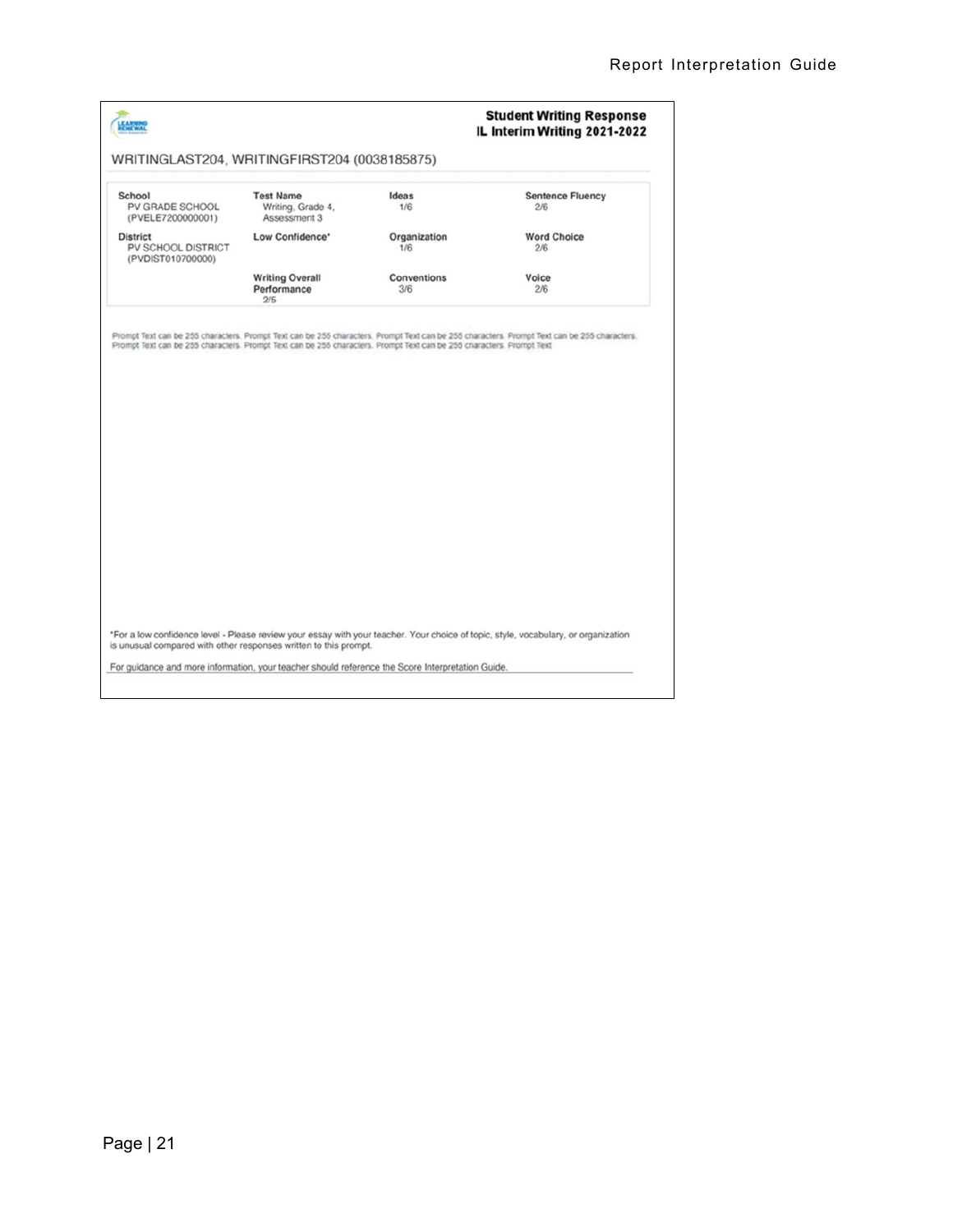**Student Writing Response**
**IL Interim Writing 2021-2022**

WRITINGLAST204, WRITINGFIRST204 (0038185875)

| | | | |
|---|---|---|---|
| **School** PV GRADE SCHOOL (PVELE7200000001) | **Test Name** Writing, Grade 4, Assessment 3 | **Ideas** 1/6 | **Sentence Fluency** 2/6 |
| **District** PV SCHOOL DISTRICT (PVDIST010700000) | **Low Confidence*** | **Organization** 1/6 | **Word Choice** 2/6 |
| | **Writing Overall Performance** 2/5 | **Conventions** 3/6 | **Voice** 2/6 |

Prompt Text can be 255 characters. Prompt Text can be 255 characters. Prompt Text can be 255 characters. Prompt Text can be 255 characters. Prompt Text can be 255 characters. Prompt Text can be 255 characters. Prompt Text can be 255 characters. Prompt Text

*For a low confidence level - Please review your essay with your teacher. Your choice of topic, style, vocabulary, or organization is unusual compared with other responses written to this prompt.

For guidance and more information, your teacher should reference the Score Interpretation Guide.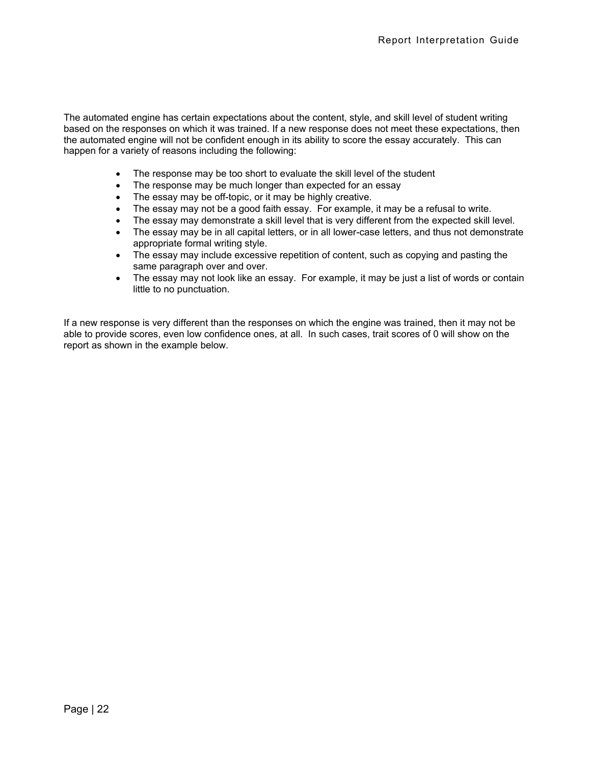The automated engine has certain expectations about the content, style, and skill level of student writing based on the responses on which it was trained. If a new response does not meet these expectations, then the automated engine will not be confident enough in its ability to score the essay accurately. This can happen for a variety of reasons including the following:

- The response may be too short to evaluate the skill level of the student
- The response may be much longer than expected for an essay
- The essay may be off-topic, or it may be highly creative.
- The essay may not be a good faith essay. For example, it may be a refusal to write.
- The essay may demonstrate a skill level that is very different from the expected skill level.
- The essay may be in all capital letters, or in all lower-case letters, and thus not demonstrate appropriate formal writing style.
- The essay may include excessive repetition of content, such as copying and pasting the same paragraph over and over.
- The essay may not look like an essay. For example, it may be just a list of words or contain little to no punctuation.

If a new response is very different than the responses on which the engine was trained, then it may not be able to provide scores, even low confidence ones, at all. In such cases, trait scores of 0 will show on the report as shown in the example below.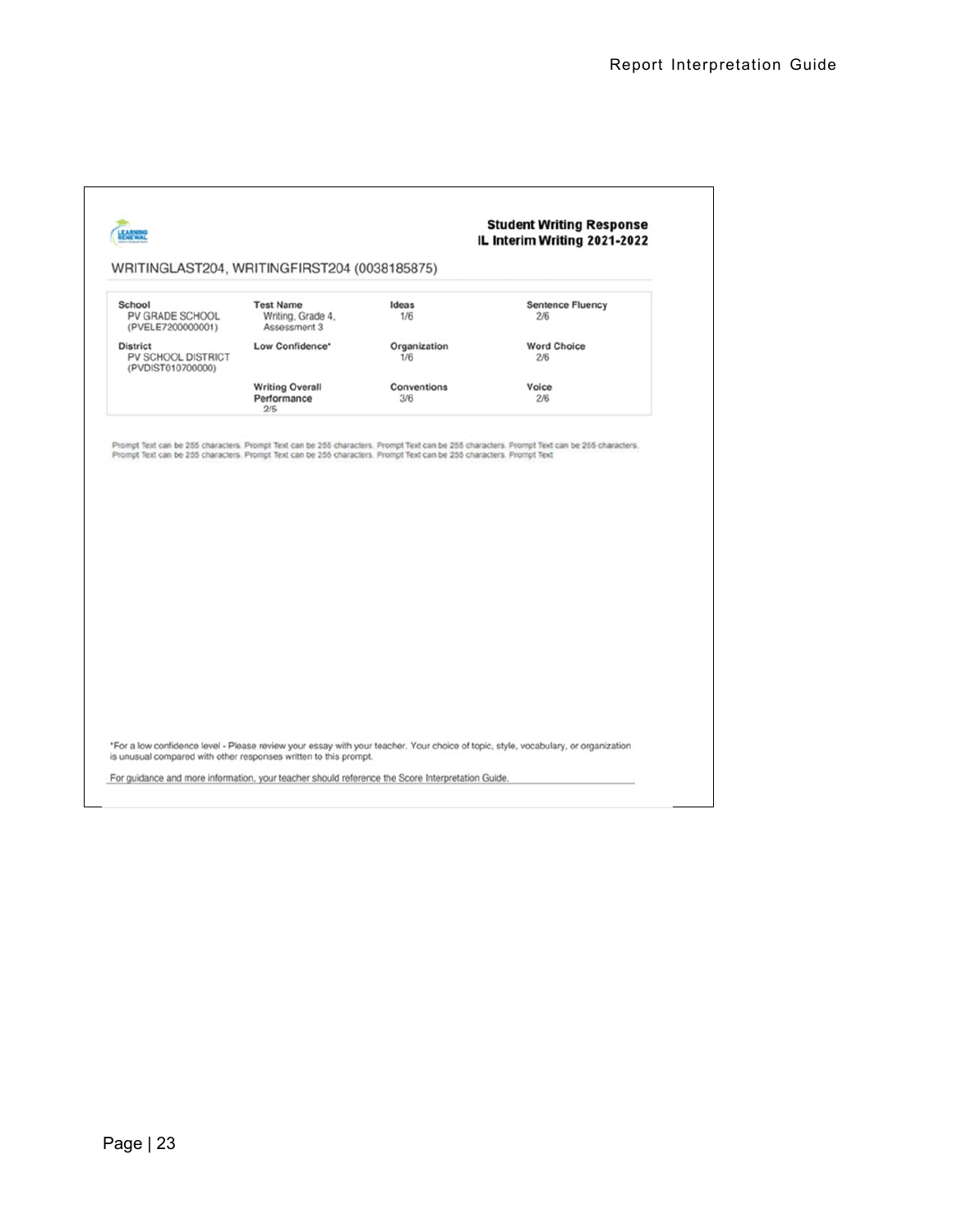**Student Writing Response**
**IL Interim Writing 2021-2022**

WRITINGLAST204, WRITINGFIRST204 (0038185875)

| | | | |
|---|---|---|---|
| **School**<br>PV GRADE SCHOOL<br>(PVELE7200000001) | **Test Name**<br>Writing, Grade 4, Assessment 3 | **Ideas**<br>1/6 | **Sentence Fluency**<br>2/6 |
| **District**<br>PV SCHOOL DISTRICT<br>(PVDIST010700000) | **Low Confidence*** | **Organization**<br>1/6 | **Word Choice**<br>2/6 |
| | **Writing Overall Performance**<br>2/5 | **Conventions**<br>3/6 | **Voice**<br>2/6 |

Prompt Text can be 255 characters. Prompt Text can be 255 characters. Prompt Text can be 255 characters. Prompt Text can be 255 characters. Prompt Text can be 255 characters. Prompt Text can be 255 characters. Prompt Text can be 255 characters. Prompt Text

*For a low confidence level - Please review your essay with your teacher. Your choice of topic, style, vocabulary, or organization is unusual compared with other responses written to this prompt.

For guidance and more information, your teacher should reference the Score Interpretation Guide.